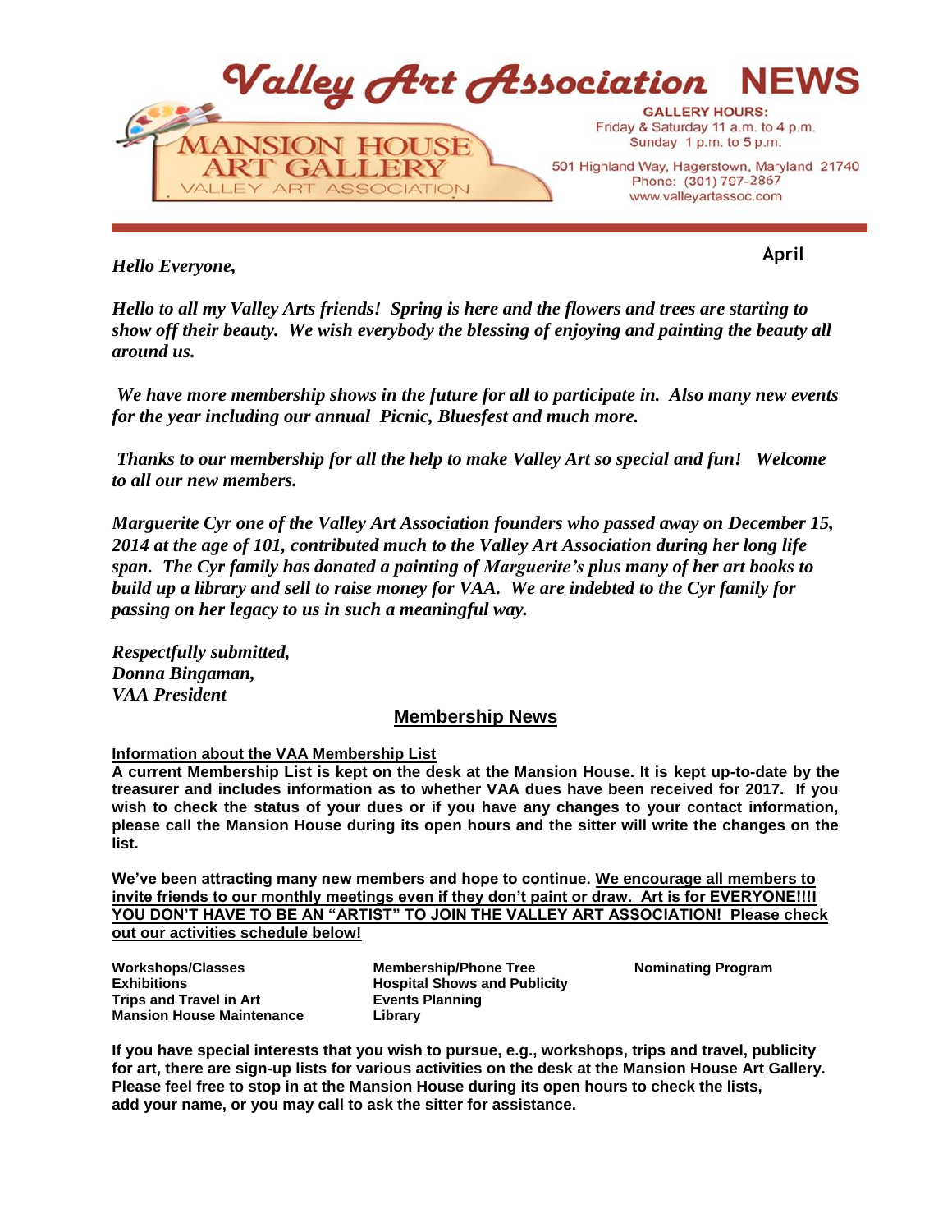# Valley Art Association NEWS

MANSION HOUSE ART GALLERY
VALLEY ART ASSOCIATION

**GALLERY HOURS:**
Friday & Saturday 11 a.m. to 4 p.m.
Sunday 1 p.m. to 5 p.m.

501 Highland Way, Hagerstown, Maryland 21740
Phone: (301) 797-2867
www.valleyartassoc.com

April

***Hello Everyone,***

***Hello to all my Valley Arts friends! Spring is here and the flowers and trees are starting to show off their beauty. We wish everybody the blessing of enjoying and painting the beauty all around us.***

***We have more membership shows in the future for all to participate in. Also many new events for the year including our annual Picnic, Bluesfest and much more.***

***Thanks to our membership for all the help to make Valley Art so special and fun! Welcome to all our new members.***

***Marguerite Cyr one of the Valley Art Association founders who passed away on December 15, 2014 at the age of 101, contributed much to the Valley Art Association during her long life span. The Cyr family has donated a painting of Marguerite's plus many of her art books to build up a library and sell to raise money for VAA. We are indebted to the Cyr family for passing on her legacy to us in such a meaningful way.***

***Respectfully submitted,***
***Donna Bingaman,***
***VAA President***

## Membership News

**Information about the VAA Membership List**

**A current Membership List is kept on the desk at the Mansion House. It is kept up-to-date by the treasurer and includes information as to whether VAA dues have been received for 2017. If you wish to check the status of your dues or if you have any changes to your contact information, please call the Mansion House during its open hours and the sitter will write the changes on the list.**

**We've been attracting many new members and hope to continue. We encourage all members to invite friends to our monthly meetings even if they don't paint or draw. Art is for EVERYONE!!!I YOU DON'T HAVE TO BE AN "ARTIST" TO JOIN THE VALLEY ART ASSOCIATION! Please check out our activities schedule below!**

**Workshops/Classes**
**Exhibitions**
**Trips and Travel in Art**
**Mansion House Maintenance**
**Membership/Phone Tree**
**Hospital Shows and Publicity**
**Events Planning**
**Library**
**Nominating Program**

**If you have special interests that you wish to pursue, e.g., workshops, trips and travel, publicity for art, there are sign-up lists for various activities on the desk at the Mansion House Art Gallery. Please feel free to stop in at the Mansion House during its open hours to check the lists, add your name, or you may call to ask the sitter for assistance.**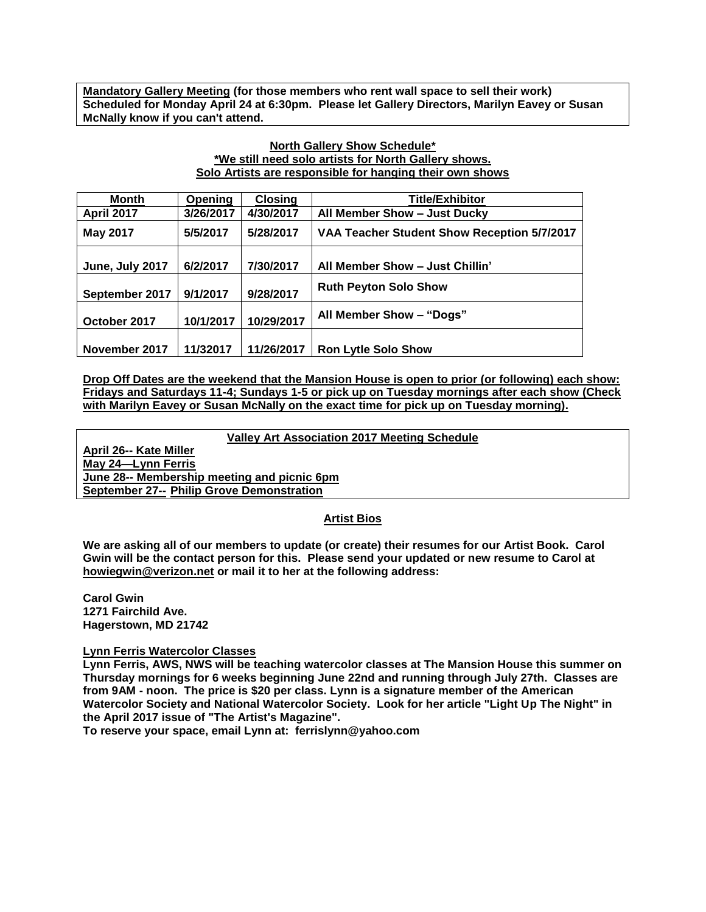**Mandatory Gallery Meeting (for those members who rent wall space to sell their work) Scheduled for Monday April 24 at 6:30pm. Please let Gallery Directors, Marilyn Eavey or Susan McNally know if you can't attend.**

**North Gallery Show Schedule***
***We still need solo artists for North Gallery shows.**
**Solo Artists are responsible for hanging their own shows**

| Month | Opening | Closing | Title/Exhibitor |
|---|---|---|---|
| April 2017 | 3/26/2017 | 4/30/2017 | All Member Show – Just Ducky |
| May 2017 | 5/5/2017 | 5/28/2017 | VAA Teacher Student Show Reception 5/7/2017 |
| June, July 2017 | 6/2/2017 | 7/30/2017 | All Member Show – Just Chillin' |
| September 2017 | 9/1/2017 | 9/28/2017 | Ruth Peyton Solo Show |
| October 2017 | 10/1/2017 | 10/29/2017 | All Member Show – "Dogs" |
| November 2017 | 11/32017 | 11/26/2017 | Ron Lytle Solo Show |

**Drop Off Dates are the weekend that the Mansion House is open to prior (or following) each show: Fridays and Saturdays 11-4; Sundays 1-5 or pick up on Tuesday mornings after each show (Check with Marilyn Eavey or Susan McNally on the exact time for pick up on Tuesday morning).**

**Valley Art Association 2017 Meeting Schedule**

**April 26-- Kate Miller**
**May 24—Lynn Ferris**
**June 28-- Membership meeting and picnic 6pm**
**September 27-- Philip Grove Demonstration**

**Artist Bios**

**We are asking all of our members to update (or create) their resumes for our Artist Book. Carol Gwin will be the contact person for this. Please send your updated or new resume to Carol at howiegwin@verizon.net or mail it to her at the following address:**

**Carol Gwin**
**1271 Fairchild Ave.**
**Hagerstown, MD 21742**

**Lynn Ferris Watercolor Classes**

**Lynn Ferris, AWS, NWS will be teaching watercolor classes at The Mansion House this summer on Thursday mornings for 6 weeks beginning June 22nd and running through July 27th. Classes are from 9AM - noon. The price is $20 per class. Lynn is a signature member of the American Watercolor Society and National Watercolor Society. Look for her article "Light Up The Night" in the April 2017 issue of "The Artist's Magazine".**
**To reserve your space, email Lynn at: ferrislynn@yahoo.com**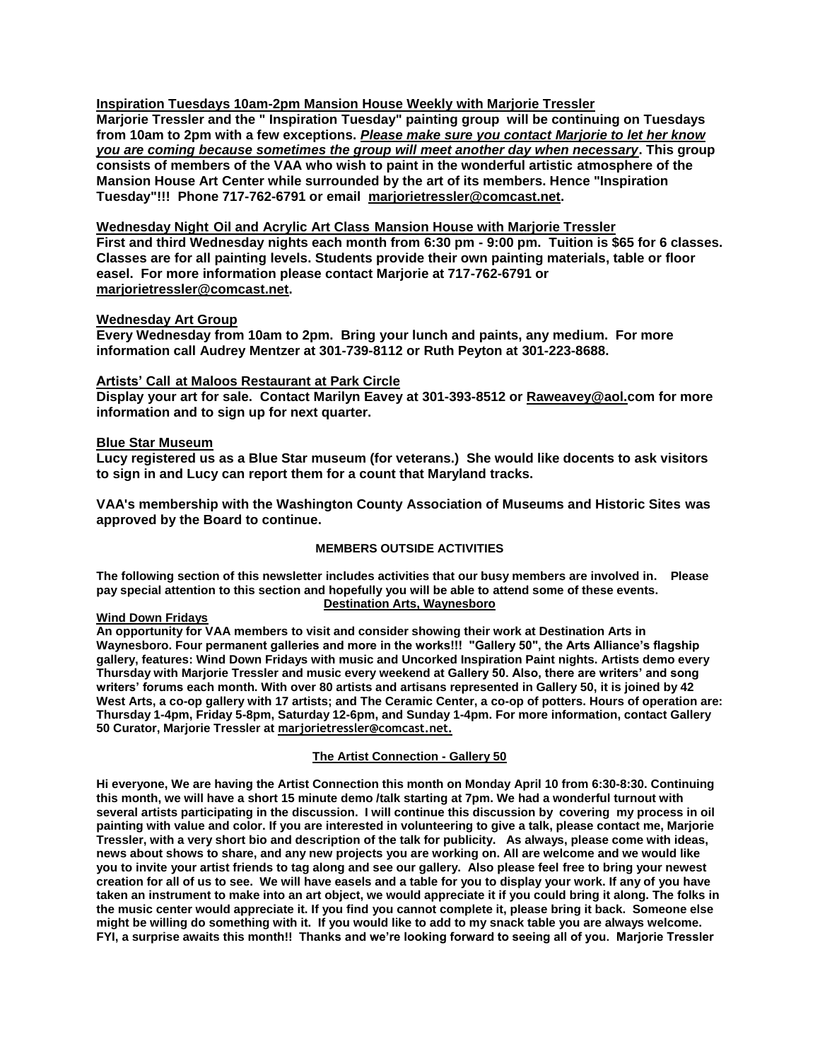**Inspiration Tuesdays 10am-2pm Mansion House Weekly with Marjorie Tressler**

**Marjorie Tressler and the " Inspiration Tuesday" painting group will be continuing on Tuesdays from 10am to 2pm with a few exceptions. *Please make sure you contact Marjorie to let her know you are coming because sometimes the group will meet another day when necessary*. This group consists of members of the VAA who wish to paint in the wonderful artistic atmosphere of the Mansion House Art Center while surrounded by the art of its members. Hence "Inspiration Tuesday"!!! Phone 717-762-6791 or email marjorietressler@comcast.net.**

**Wednesday Night Oil and Acrylic Art Class Mansion House with Marjorie Tressler**

**First and third Wednesday nights each month from 6:30 pm - 9:00 pm. Tuition is $65 for 6 classes. Classes are for all painting levels. Students provide their own painting materials, table or floor easel. For more information please contact Marjorie at 717-762-6791 or marjorietressler@comcast.net.**

**Wednesday Art Group**

**Every Wednesday from 10am to 2pm. Bring your lunch and paints, any medium. For more information call Audrey Mentzer at 301-739-8112 or Ruth Peyton at 301-223-8688.**

**Artists' Call at Maloos Restaurant at Park Circle**

**Display your art for sale. Contact Marilyn Eavey at 301-393-8512 or Raweavey@aol.com for more information and to sign up for next quarter.**

**Blue Star Museum**

**Lucy registered us as a Blue Star museum (for veterans.) She would like docents to ask visitors to sign in and Lucy can report them for a count that Maryland tracks.**

**VAA's membership with the Washington County Association of Museums and Historic Sites was approved by the Board to continue.**

## MEMBERS OUTSIDE ACTIVITIES

**The following section of this newsletter includes activities that our busy members are involved in. Please pay special attention to this section and hopefully you will be able to attend some of these events.**

### Destination Arts, Waynesboro

**Wind Down Fridays**

**An opportunity for VAA members to visit and consider showing their work at Destination Arts in Waynesboro. Four permanent galleries and more in the works!!! "Gallery 50", the Arts Alliance's flagship gallery, features: Wind Down Fridays with music and Uncorked Inspiration Paint nights. Artists demo every Thursday with Marjorie Tressler and music every weekend at Gallery 50. Also, there are writers' and song writers' forums each month. With over 80 artists and artisans represented in Gallery 50, it is joined by 42 West Arts, a co-op gallery with 17 artists; and The Ceramic Center, a co-op of potters. Hours of operation are: Thursday 1-4pm, Friday 5-8pm, Saturday 12-6pm, and Sunday 1-4pm. For more information, contact Gallery 50 Curator, Marjorie Tressler at marjorietressler@comcast.net.**

### The Artist Connection - Gallery 50

**Hi everyone, We are having the Artist Connection this month on Monday April 10 from 6:30-8:30. Continuing this month, we will have a short 15 minute demo /talk starting at 7pm. We had a wonderful turnout with several artists participating in the discussion. I will continue this discussion by covering my process in oil painting with value and color. If you are interested in volunteering to give a talk, please contact me, Marjorie Tressler, with a very short bio and description of the talk for publicity. As always, please come with ideas, news about shows to share, and any new projects you are working on. All are welcome and we would like you to invite your artist friends to tag along and see our gallery. Also please feel free to bring your newest creation for all of us to see. We will have easels and a table for you to display your work. If any of you have taken an instrument to make into an art object, we would appreciate it if you could bring it along. The folks in the music center would appreciate it. If you find you cannot complete it, please bring it back. Someone else might be willing do something with it. If you would like to add to my snack table you are always welcome. FYI, a surprise awaits this month!! Thanks and we're looking forward to seeing all of you. Marjorie Tressler**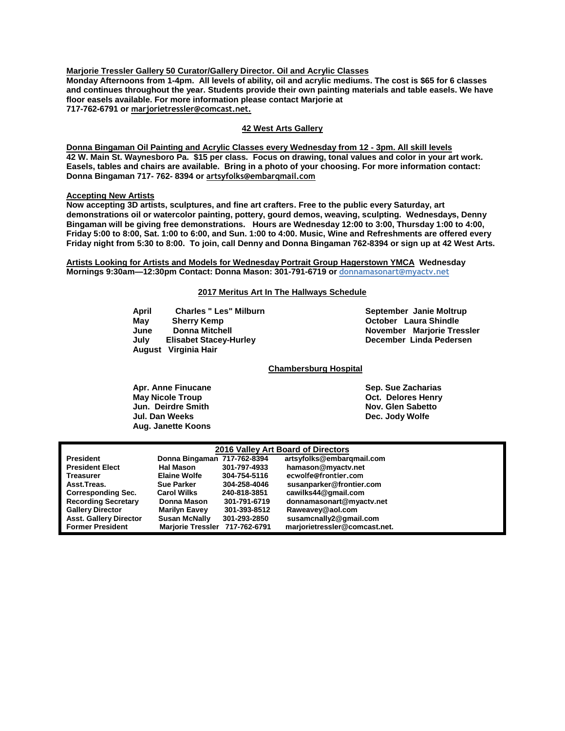**Marjorie Tressler Gallery 50 Curator/Gallery Director. Oil and Acrylic Classes**

**Monday Afternoons from 1-4pm. All levels of ability, oil and acrylic mediums. The cost is $65 for 6 classes and continues throughout the year. Students provide their own painting materials and table easels. We have floor easels available. For more information please contact Marjorie at 717-762-6791 or marjorietressler@comcast.net.**

## 42 West Arts Gallery

**Donna Bingaman Oil Painting and Acrylic Classes every Wednesday from 12 - 3pm. All skill levels**

**42 W. Main St. Waynesboro Pa. $15 per class. Focus on drawing, tonal values and color in your art work. Easels, tables and chairs are available. Bring in a photo of your choosing. For more information contact: Donna Bingaman 717- 762- 8394 or artsyfolks@embarqmail.com**

**Accepting New Artists**

**Now accepting 3D artists, sculptures, and fine art crafters. Free to the public every Saturday, art demonstrations oil or watercolor painting, pottery, gourd demos, weaving, sculpting. Wednesdays, Denny Bingaman will be giving free demonstrations. Hours are Wednesday 12:00 to 3:00, Thursday 1:00 to 4:00, Friday 5:00 to 8:00, Sat. 1:00 to 6:00, and Sun. 1:00 to 4:00. Music, Wine and Refreshments are offered every Friday night from 5:30 to 8:00. To join, call Denny and Donna Bingaman 762-8394 or sign up at 42 West Arts.**

**Artists Looking for Artists and Models for Wednesday Portrait Group Hagerstown YMCA Wednesday Mornings 9:30am—12:30pm Contact: Donna Mason: 301-791-6719 or donnamasonart@myactv.net**

## 2017 Meritus Art In The Hallways Schedule

**April Charles " Les" Milburn**
**May Sherry Kemp**
**June Donna Mitchell**
**July Elisabet Stacey-Hurley**
**August Virginia Hair**
**September Janie Moltrup**
**October Laura Shindle**
**November Marjorie Tressler**
**December Linda Pedersen**

## Chambersburg Hospital

**Apr. Anne Finucane**
**May Nicole Troup**
**Jun. Deirdre Smith**
**Jul. Dan Weeks**
**Aug. Janette Koons**
**Sep. Sue Zacharias**
**Oct. Delores Henry**
**Nov. Glen Sabetto**
**Dec. Jody Wolfe**

**2016 Valley Art Board of Directors**

| | | | |
|---|---|---|---|
| President | Donna Bingaman | 717-762-8394 | artsyfolks@embarqmail.com |
| President Elect | Hal Mason | 301-797-4933 | hamason@myactv.net |
| Treasurer | Elaine Wolfe | 304-754-5116 | ecwolfe@frontier.com |
| Asst.Treas. | Sue Parker | 304-258-4046 | susanparker@frontier.com |
| Corresponding Sec. | Carol Wilks | 240-818-3851 | cawilks44@gmail.com |
| Recording Secretary | Donna Mason | 301-791-6719 | donnamasonart@myactv.net |
| Gallery Director | Marilyn Eavey | 301-393-8512 | Raweavey@aol.com |
| Asst. Gallery Director | Susan McNally | 301-293-2850 | susamcnally2@gmail.com |
| Former President | Marjorie Tressler | 717-762-6791 | marjorietressler@comcast.net. |